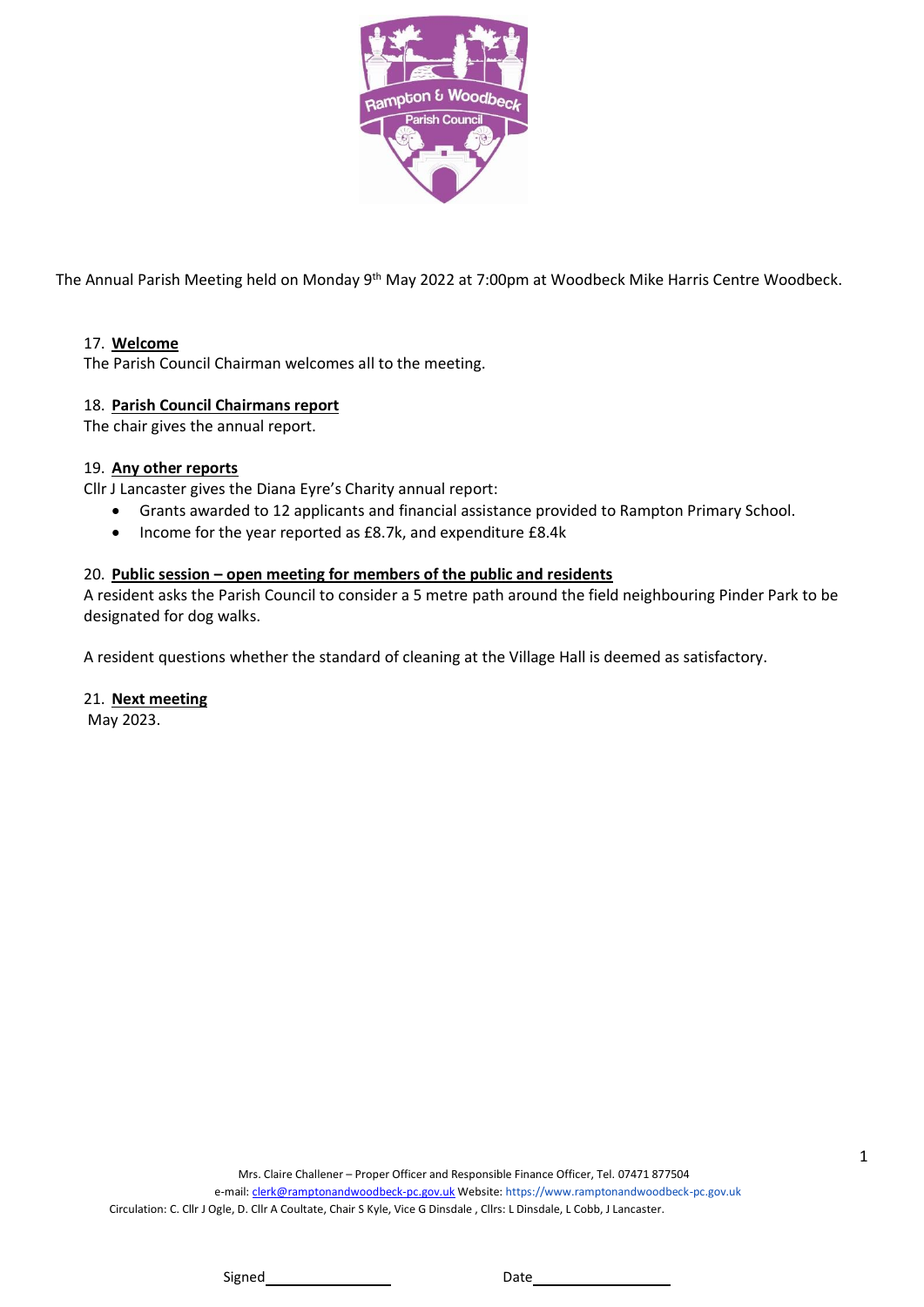The Annual Parish Meeting held on Monday 9th May 2022 at 7:00pm at Woodbeck Mike Harris Centre Woodbeck.

17. **Welcome**

The Parish Council Chairman welcomes all to the meeting.

18. **Parish Council Chairmans report**

The chair gives the annual report.

19. **Any other reports**

Cllr J Lancaster gives the Diana Eyre's Charity annual report:

- Grants awarded to 12 applicants and financial assistance provided to Rampton Primary School.
- Income for the year reported as £8.7k, and expenditure £8.4k

20. **Public session – open meeting for members of the public and residents**

A resident asks the Parish Council to consider a 5 metre path around the field neighbouring Pinder Park to be designated for dog walks.

A resident questions whether the standard of cleaning at the Village Hall is deemed as satisfactory.

21. **Next meeting**

May 2023.

Mrs. Claire Challener – Proper Officer and Responsible Finance Officer, Tel. 07471 877504
e-mail: clerk@ramptonandwoodbeck-pc.gov.uk Website: https://www.ramptonandwoodbeck-pc.gov.uk
Circulation: C. Cllr J Ogle, D. Cllr A Coultate, Chair S Kyle, Vice G Dinsdale , Cllrs: L Dinsdale, L Cobb, J Lancaster.

Signed\_\_\_\_\_\_\_\_\_\_\_\_\_\_\_\_ Date\_\_\_\_\_\_\_\_\_\_\_\_\_\_\_\_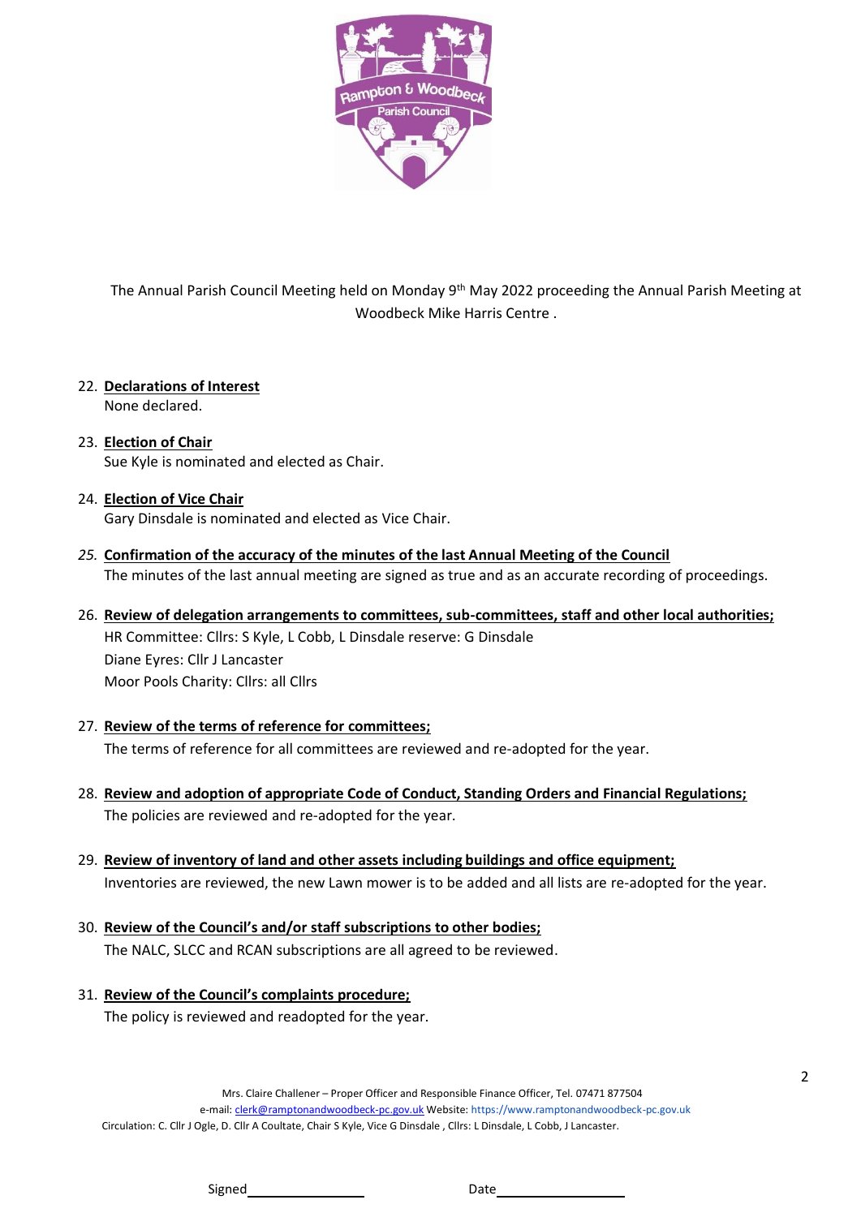The Annual Parish Council Meeting held on Monday 9th May 2022 proceeding the Annual Parish Meeting at Woodbeck Mike Harris Centre .

22. **Declarations of Interest**
    None declared.

23. **Election of Chair**
    Sue Kyle is nominated and elected as Chair.

24. **Election of Vice Chair**
    Gary Dinsdale is nominated and elected as Vice Chair.

25. **Confirmation of the accuracy of the minutes of the last Annual Meeting of the Council**
    The minutes of the last annual meeting are signed as true and as an accurate recording of proceedings.

26. **Review of delegation arrangements to committees, sub-committees, staff and other local authorities;**
    HR Committee: Cllrs: S Kyle, L Cobb, L Dinsdale reserve: G Dinsdale
    Diane Eyres: Cllr J Lancaster
    Moor Pools Charity: Cllrs: all Cllrs

27. **Review of the terms of reference for committees;**
    The terms of reference for all committees are reviewed and re-adopted for the year.

28. **Review and adoption of appropriate Code of Conduct, Standing Orders and Financial Regulations;**
    The policies are reviewed and re-adopted for the year.

29. **Review of inventory of land and other assets including buildings and office equipment;**
    Inventories are reviewed, the new Lawn mower is to be added and all lists are re-adopted for the year.

30. **Review of the Council's and/or staff subscriptions to other bodies;**
    The NALC, SLCC and RCAN subscriptions are all agreed to be reviewed.

31. **Review of the Council's complaints procedure;**
    The policy is reviewed and readopted for the year.

Mrs. Claire Challener – Proper Officer and Responsible Finance Officer, Tel. 07471 877504
e-mail: clerk@ramptonandwoodbeck-pc.gov.uk Website: https://www.ramptonandwoodbeck-pc.gov.uk
Circulation: C. Cllr J Ogle, D. Cllr A Coultate, Chair S Kyle, Vice G Dinsdale , Cllrs: L Dinsdale, L Cobb, J Lancaster.

Signed\_\_\_\_\_\_\_\_\_\_\_\_\_\_\_ Date\_\_\_\_\_\_\_\_\_\_\_\_\_\_\_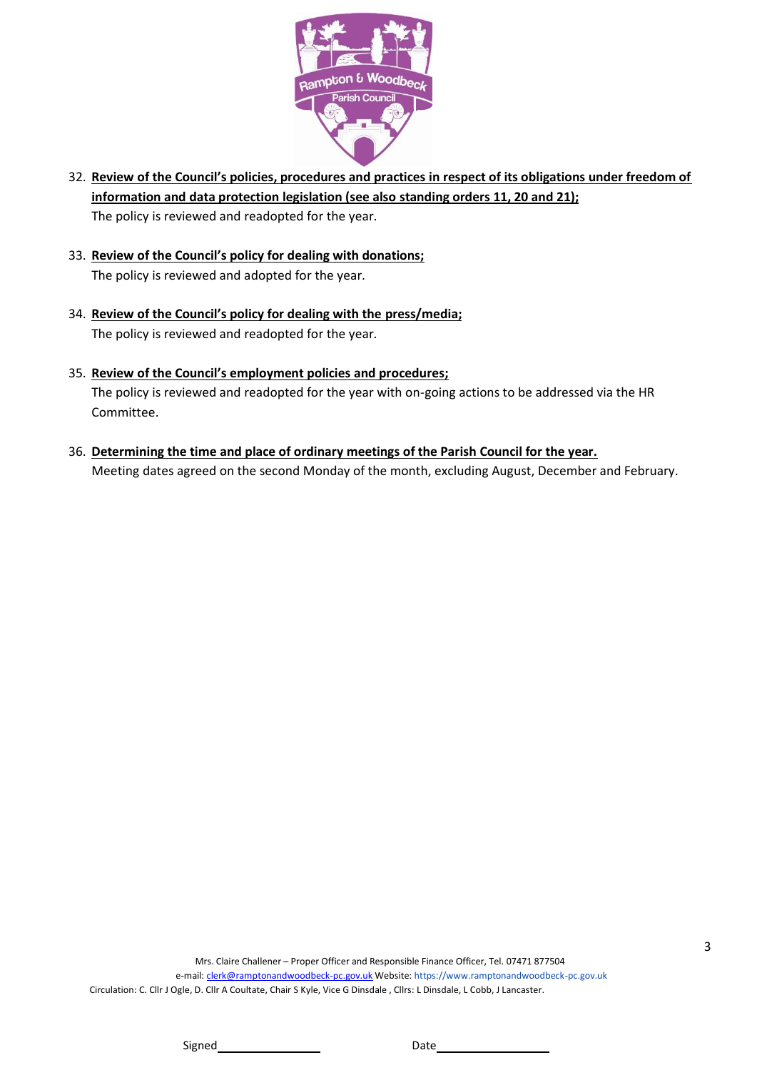32. **<u>Review of the Council's policies, procedures and practices in respect of its obligations under freedom of information and data protection legislation (see also standing orders 11, 20 and 21);</u>**
    The policy is reviewed and readopted for the year.

33. **<u>Review of the Council's policy for dealing with donations;</u>**
    The policy is reviewed and adopted for the year.

34. **<u>Review of the Council's policy for dealing with the press/media;</u>**
    The policy is reviewed and readopted for the year.

35. **<u>Review of the Council's employment policies and procedures;</u>**
    The policy is reviewed and readopted for the year with on-going actions to be addressed via the HR Committee.

36. **<u>Determining the time and place of ordinary meetings of the Parish Council for the year.</u>**
    Meeting dates agreed on the second Monday of the month, excluding August, December and February.

Mrs. Claire Challener – Proper Officer and Responsible Finance Officer, Tel. 07471 877504
e-mail: clerk@ramptonandwoodbeck-pc.gov.uk Website: https://www.ramptonandwoodbeck-pc.gov.uk
Circulation: C. Cllr J Ogle, D. Cllr A Coultate, Chair S Kyle, Vice G Dinsdale , Cllrs: L Dinsdale, L Cobb, J Lancaster.

Signed________________ Date________________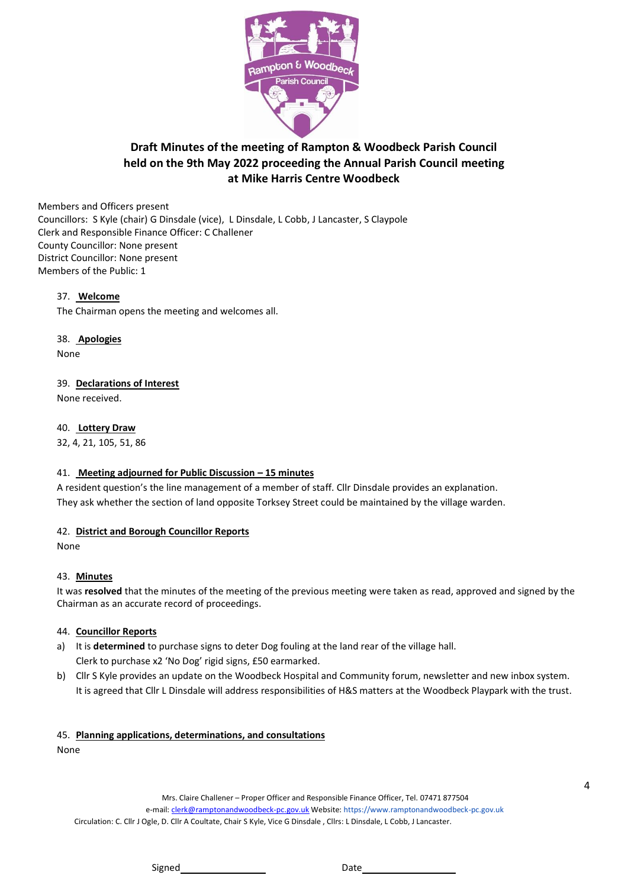# Draft Minutes of the meeting of Rampton & Woodbeck Parish Council held on the 9th May 2022 proceeding the Annual Parish Council meeting at Mike Harris Centre Woodbeck

Members and Officers present
Councillors: S Kyle (chair) G Dinsdale (vice), L Dinsdale, L Cobb, J Lancaster, S Claypole
Clerk and Responsible Finance Officer: C Challener
County Councillor: None present
District Councillor: None present
Members of the Public: 1

37. **Welcome**

The Chairman opens the meeting and welcomes all.

38. **Apologies**

None

39. **Declarations of Interest**

None received.

40. **Lottery Draw**

32, 4, 21, 105, 51, 86

41. **Meeting adjourned for Public Discussion – 15 minutes**

A resident question's the line management of a member of staff. Cllr Dinsdale provides an explanation.
They ask whether the section of land opposite Torksey Street could be maintained by the village warden.

42. **District and Borough Councillor Reports**

None

43. **Minutes**

It was **resolved** that the minutes of the meeting of the previous meeting were taken as read, approved and signed by the Chairman as an accurate record of proceedings.

44. **Councillor Reports**

a) It is **determined** to purchase signs to deter Dog fouling at the land rear of the village hall.
Clerk to purchase x2 'No Dog' rigid signs, £50 earmarked.

b) Cllr S Kyle provides an update on the Woodbeck Hospital and Community forum, newsletter and new inbox system.
It is agreed that Cllr L Dinsdale will address responsibilities of H&S matters at the Woodbeck Playpark with the trust.

45. **Planning applications, determinations, and consultations**

None

Mrs. Claire Challener – Proper Officer and Responsible Finance Officer, Tel. 07471 877504
e-mail: clerk@ramptonandwoodbeck-pc.gov.uk Website: https://www.ramptonandwoodbeck-pc.gov.uk
Circulation: C. Cllr J Ogle, D. Cllr A Coultate, Chair S Kyle, Vice G Dinsdale , Cllrs: L Dinsdale, L Cobb, J Lancaster.

Signed\_\_\_\_\_\_\_\_\_\_\_\_\_\_\_\_ Date\_\_\_\_\_\_\_\_\_\_\_\_\_\_\_\_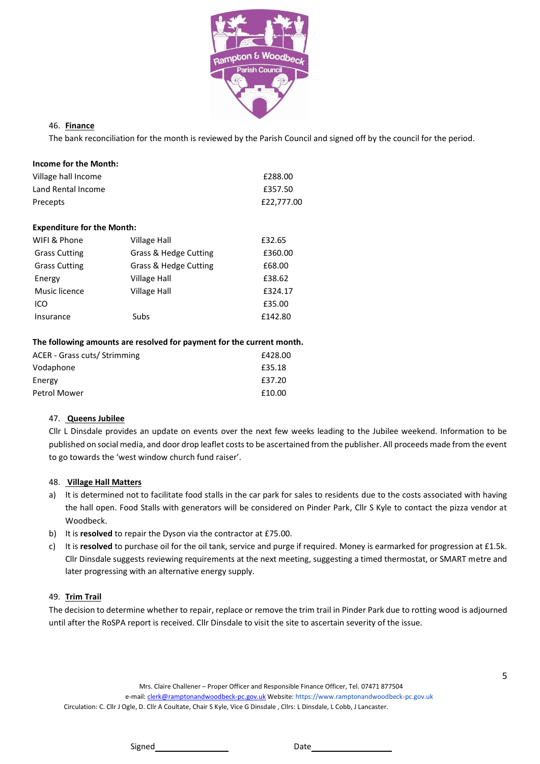46. **Finance**

The bank reconciliation for the month is reviewed by the Parish Council and signed off by the council for the period.

**Income for the Month:**

| | |
|---|---|
| Village hall Income | £288.00 |
| Land Rental Income | £357.50 |
| Precepts | £22,777.00 |

**Expenditure for the Month:**

| | | |
|---|---|---|
| WIFI & Phone | Village Hall | £32.65 |
| Grass Cutting | Grass & Hedge Cutting | £360.00 |
| Grass Cutting | Grass & Hedge Cutting | £68.00 |
| Energy | Village Hall | £38.62 |
| Music licence | Village Hall | £324.17 |
| ICO | | £35.00 |
| Insurance | Subs | £142.80 |

**The following amounts are resolved for payment for the current month.**

| | |
|---|---|
| ACER - Grass cuts/ Strimming | £428.00 |
| Vodaphone | £35.18 |
| Energy | £37.20 |
| Petrol Mower | £10.00 |

47. **Queens Jubilee**

Cllr L Dinsdale provides an update on events over the next few weeks leading to the Jubilee weekend. Information to be published on social media, and door drop leaflet costs to be ascertained from the publisher. All proceeds made from the event to go towards the 'west window church fund raiser'.

48. **Village Hall Matters**

a) It is determined not to facilitate food stalls in the car park for sales to residents due to the costs associated with having the hall open. Food Stalls with generators will be considered on Pinder Park, Cllr S Kyle to contact the pizza vendor at Woodbeck.

b) It is **resolved** to repair the Dyson via the contractor at £75.00.

c) It is **resolved** to purchase oil for the oil tank, service and purge if required. Money is earmarked for progression at £1.5k. Cllr Dinsdale suggests reviewing requirements at the next meeting, suggesting a timed thermostat, or SMART metre and later progressing with an alternative energy supply.

49. **Trim Trail**

The decision to determine whether to repair, replace or remove the trim trail in Pinder Park due to rotting wood is adjourned until after the RoSPA report is received. Cllr Dinsdale to visit the site to ascertain severity of the issue.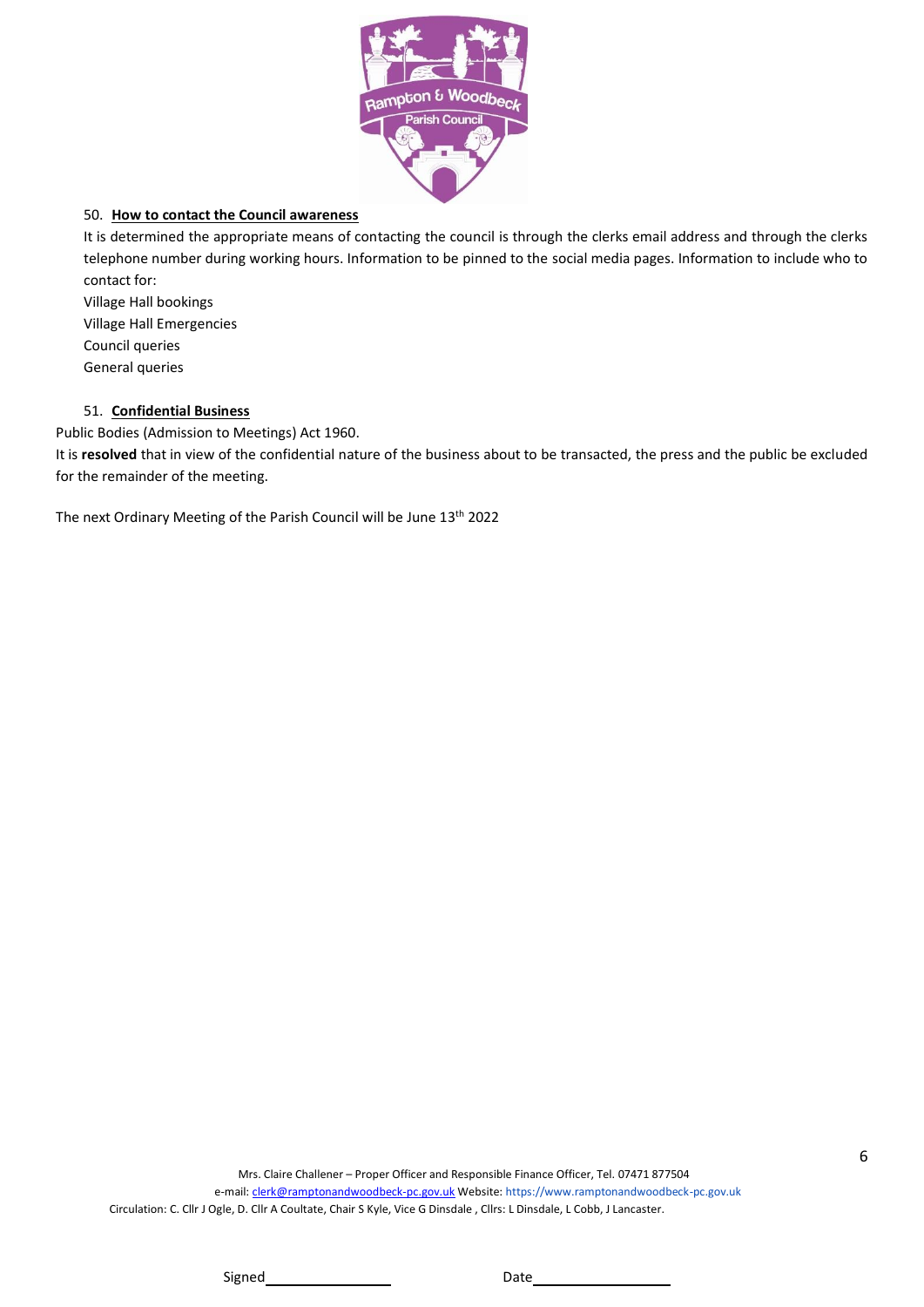50. **How to contact the Council awareness**

It is determined the appropriate means of contacting the council is through the clerks email address and through the clerks telephone number during working hours. Information to be pinned to the social media pages. Information to include who to contact for:

Village Hall bookings
Village Hall Emergencies
Council queries
General queries

51. **Confidential Business**

Public Bodies (Admission to Meetings) Act 1960.

It is **resolved** that in view of the confidential nature of the business about to be transacted, the press and the public be excluded for the remainder of the meeting.

The next Ordinary Meeting of the Parish Council will be June 13th 2022

Mrs. Claire Challener – Proper Officer and Responsible Finance Officer, Tel. 07471 877504
e-mail: clerk@ramptonandwoodbeck-pc.gov.uk Website: https://www.ramptonandwoodbeck-pc.gov.uk
Circulation: C. Cllr J Ogle, D. Cllr A Coultate, Chair S Kyle, Vice G Dinsdale , Cllrs: L Dinsdale, L Cobb, J Lancaster.

Signed\_\_\_\_\_\_\_\_\_\_\_\_\_\_\_\_ Date\_\_\_\_\_\_\_\_\_\_\_\_\_\_\_\_